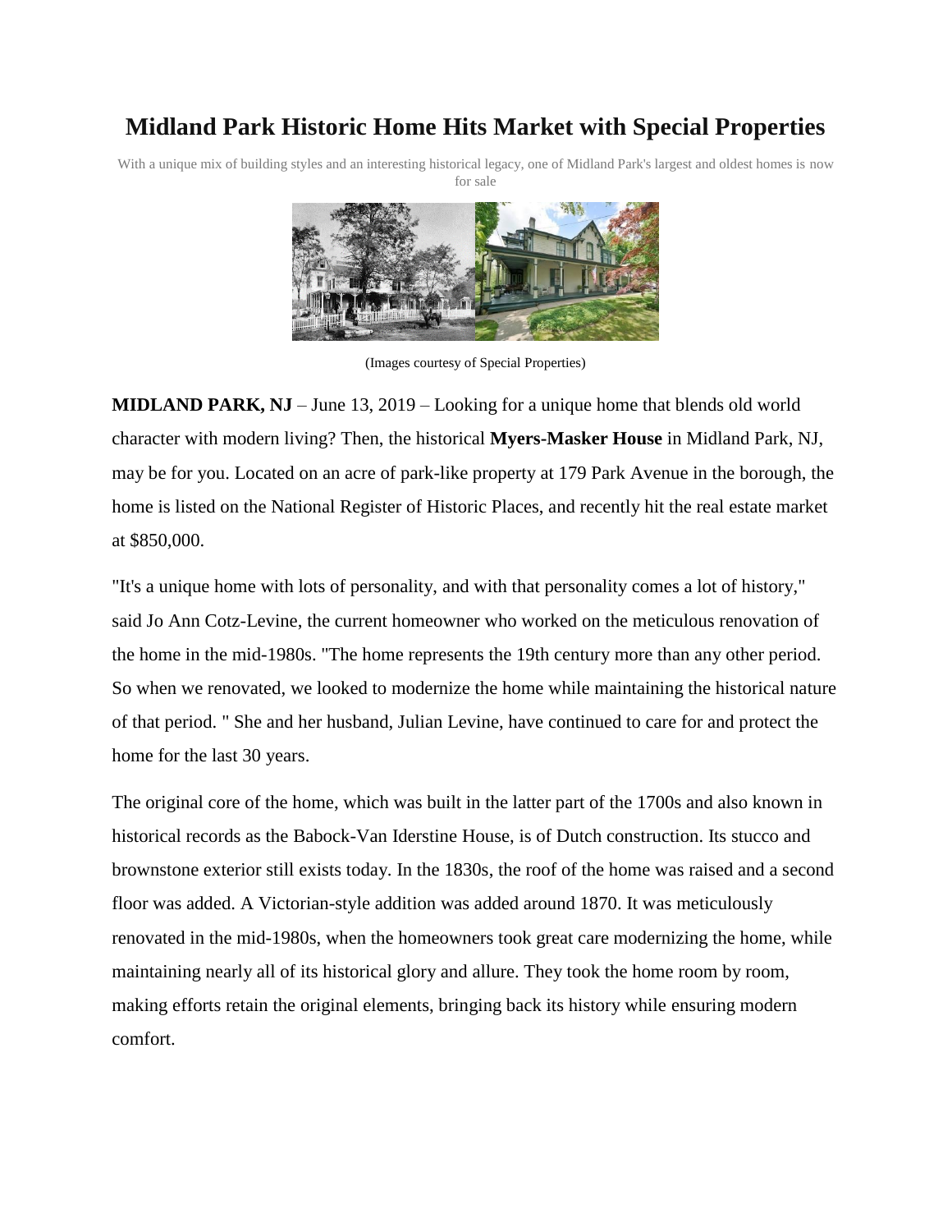# Midland Park Historic Home Hits Market with Special Properties

With a unique mix of building styles and an interesting historical legacy, one of Midland Park's largest and oldest homes is now for sale

(Images courtesy of Special Properties)

**MIDLAND PARK, NJ** – June 13, 2019 – Looking for a unique home that blends old world character with modern living? Then, the historical **Myers-Masker House** in Midland Park, NJ, may be for you. Located on an acre of park-like property at 179 Park Avenue in the borough, the home is listed on the National Register of Historic Places, and recently hit the real estate market at $850,000.

"It's a unique home with lots of personality, and with that personality comes a lot of history," said Jo Ann Cotz-Levine, the current homeowner who worked on the meticulous renovation of the home in the mid-1980s. "The home represents the 19th century more than any other period. So when we renovated, we looked to modernize the home while maintaining the historical nature of that period. " She and her husband, Julian Levine, have continued to care for and protect the home for the last 30 years.

The original core of the home, which was built in the latter part of the 1700s and also known in historical records as the Babock-Van Iderstine House, is of Dutch construction. Its stucco and brownstone exterior still exists today. In the 1830s, the roof of the home was raised and a second floor was added. A Victorian-style addition was added around 1870. It was meticulously renovated in the mid-1980s, when the homeowners took great care modernizing the home, while maintaining nearly all of its historical glory and allure. They took the home room by room, making efforts retain the original elements, bringing back its history while ensuring modern comfort.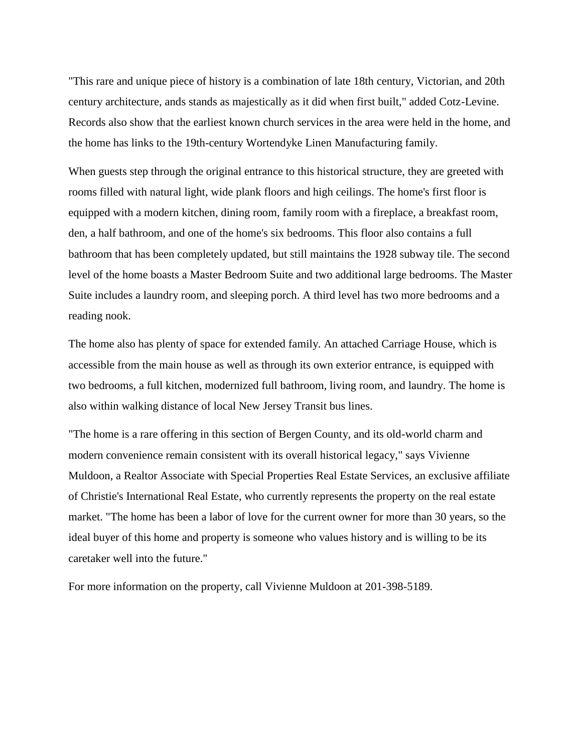"This rare and unique piece of history is a combination of late 18th century, Victorian, and 20th century architecture, ands stands as majestically as it did when first built," added Cotz-Levine. Records also show that the earliest known church services in the area were held in the home, and the home has links to the 19th-century Wortendyke Linen Manufacturing family.

When guests step through the original entrance to this historical structure, they are greeted with rooms filled with natural light, wide plank floors and high ceilings. The home's first floor is equipped with a modern kitchen, dining room, family room with a fireplace, a breakfast room, den, a half bathroom, and one of the home's six bedrooms. This floor also contains a full bathroom that has been completely updated, but still maintains the 1928 subway tile. The second level of the home boasts a Master Bedroom Suite and two additional large bedrooms. The Master Suite includes a laundry room, and sleeping porch. A third level has two more bedrooms and a reading nook.

The home also has plenty of space for extended family. An attached Carriage House, which is accessible from the main house as well as through its own exterior entrance, is equipped with two bedrooms, a full kitchen, modernized full bathroom, living room, and laundry. The home is also within walking distance of local New Jersey Transit bus lines.

"The home is a rare offering in this section of Bergen County, and its old-world charm and modern convenience remain consistent with its overall historical legacy," says Vivienne Muldoon, a Realtor Associate with Special Properties Real Estate Services, an exclusive affiliate of Christie's International Real Estate, who currently represents the property on the real estate market. "The home has been a labor of love for the current owner for more than 30 years, so the ideal buyer of this home and property is someone who values history and is willing to be its caretaker well into the future."

For more information on the property, call Vivienne Muldoon at 201-398-5189.